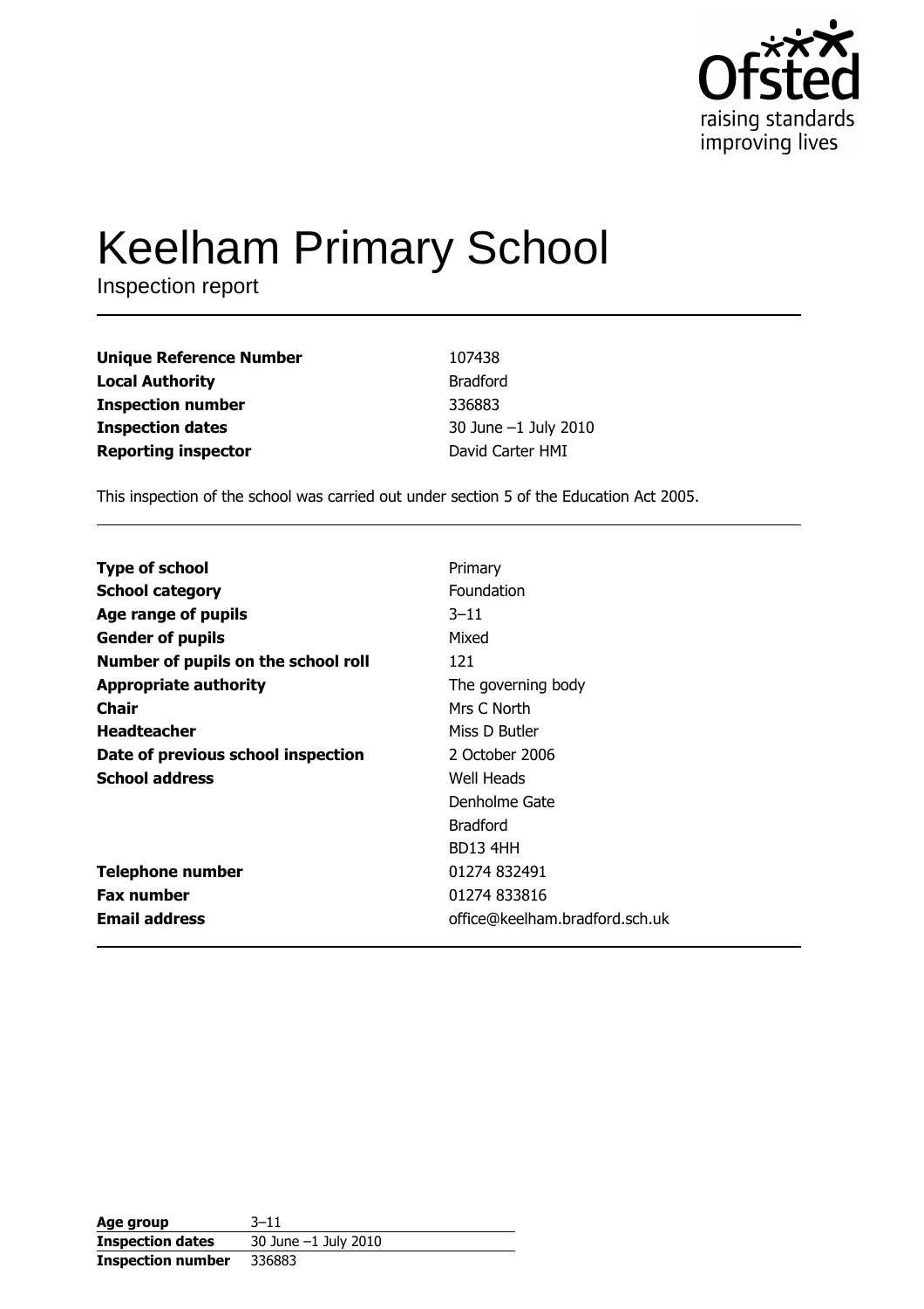Ofsted
raising standards
improving lives

# Keelham Primary School

Inspection report

| | |
|---|---|
| **Unique Reference Number** | 107438 |
| **Local Authority** | Bradford |
| **Inspection number** | 336883 |
| **Inspection dates** | 30 June –1 July 2010 |
| **Reporting inspector** | David Carter HMI |

This inspection of the school was carried out under section 5 of the Education Act 2005.

| | |
|---|---|
| **Type of school** | Primary |
| **School category** | Foundation |
| **Age range of pupils** | 3–11 |
| **Gender of pupils** | Mixed |
| **Number of pupils on the school roll** | 121 |
| **Appropriate authority** | The governing body |
| **Chair** | Mrs C North |
| **Headteacher** | Miss D Butler |
| **Date of previous school inspection** | 2 October 2006 |
| **School address** | Well Heads<br>Denholme Gate<br>Bradford<br>BD13 4HH |
| **Telephone number** | 01274 832491 |
| **Fax number** | 01274 833816 |
| **Email address** | office@keelham.bradford.sch.uk |

| | |
|---|---|
| **Age group** | 3–11 |
| **Inspection dates** | 30 June –1 July 2010 |
| **Inspection number** | 336883 |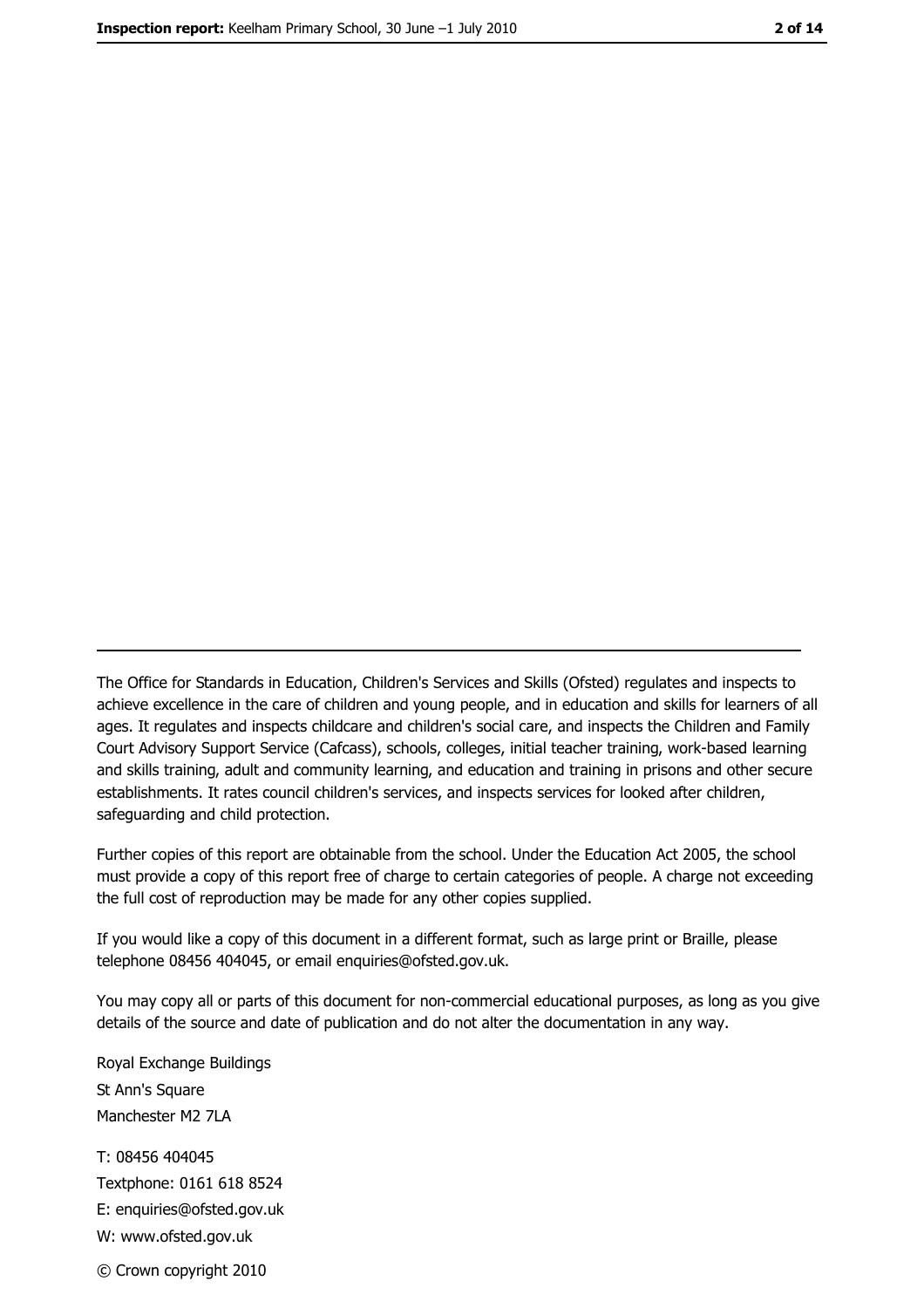The Office for Standards in Education, Children's Services and Skills (Ofsted) regulates and inspects to achieve excellence in the care of children and young people, and in education and skills for learners of all ages. It regulates and inspects childcare and children's social care, and inspects the Children and Family Court Advisory Support Service (Cafcass), schools, colleges, initial teacher training, work-based learning and skills training, adult and community learning, and education and training in prisons and other secure establishments. It rates council children's services, and inspects services for looked after children, safeguarding and child protection.

Further copies of this report are obtainable from the school. Under the Education Act 2005, the school must provide a copy of this report free of charge to certain categories of people. A charge not exceeding the full cost of reproduction may be made for any other copies supplied.

If you would like a copy of this document in a different format, such as large print or Braille, please telephone 08456 404045, or email enquiries@ofsted.gov.uk.

You may copy all or parts of this document for non-commercial educational purposes, as long as you give details of the source and date of publication and do not alter the documentation in any way.

Royal Exchange Buildings
St Ann's Square
Manchester M2 7LA

T: 08456 404045
Textphone: 0161 618 8524
E: enquiries@ofsted.gov.uk
W: www.ofsted.gov.uk

© Crown copyright 2010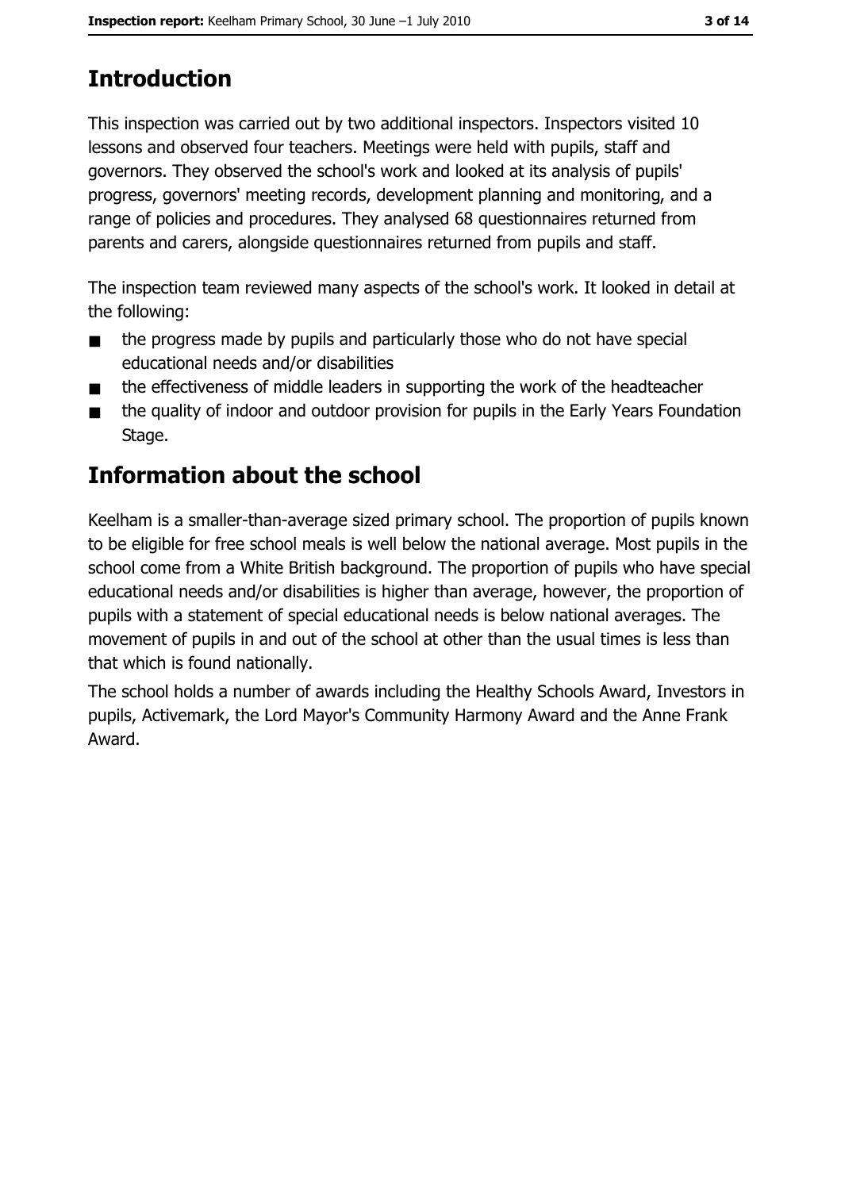## Introduction

This inspection was carried out by two additional inspectors. Inspectors visited 10 lessons and observed four teachers. Meetings were held with pupils, staff and governors. They observed the school's work and looked at its analysis of pupils' progress, governors' meeting records, development planning and monitoring, and a range of policies and procedures. They analysed 68 questionnaires returned from parents and carers, alongside questionnaires returned from pupils and staff.

The inspection team reviewed many aspects of the school's work. It looked in detail at the following:

- the progress made by pupils and particularly those who do not have special educational needs and/or disabilities
- the effectiveness of middle leaders in supporting the work of the headteacher
- the quality of indoor and outdoor provision for pupils in the Early Years Foundation Stage.

## Information about the school

Keelham is a smaller-than-average sized primary school. The proportion of pupils known to be eligible for free school meals is well below the national average. Most pupils in the school come from a White British background. The proportion of pupils who have special educational needs and/or disabilities is higher than average, however, the proportion of pupils with a statement of special educational needs is below national averages. The movement of pupils in and out of the school at other than the usual times is less than that which is found nationally.

The school holds a number of awards including the Healthy Schools Award, Investors in pupils, Activemark, the Lord Mayor's Community Harmony Award and the Anne Frank Award.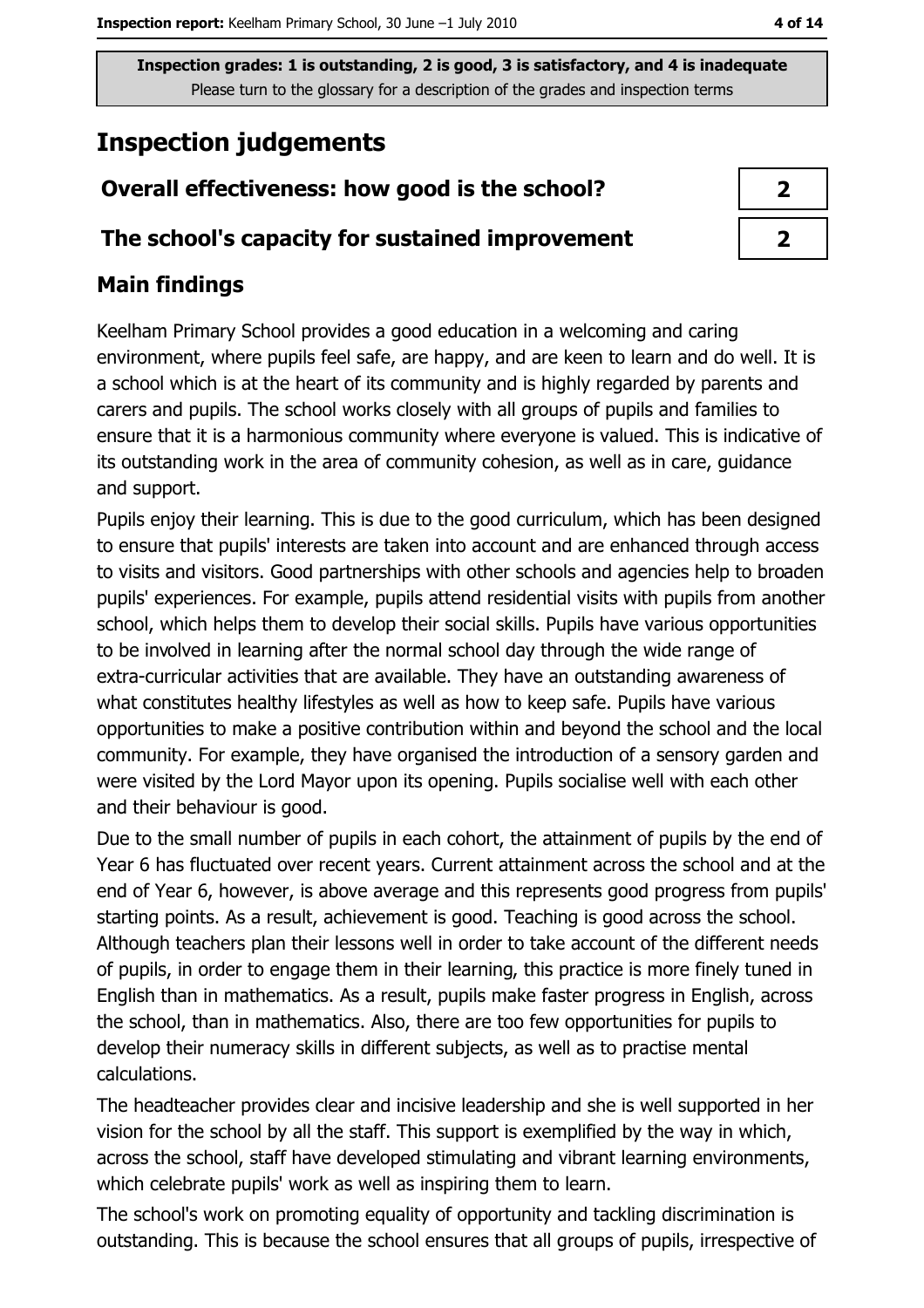Inspection grades: 1 is outstanding, 2 is good, 3 is satisfactory, and 4 is inadequate
Please turn to the glossary for a description of the grades and inspection terms

# Inspection judgements

| Overall effectiveness: how good is the school? | 2 |
|---|---|
| The school's capacity for sustained improvement | 2 |

## Main findings

Keelham Primary School provides a good education in a welcoming and caring environment, where pupils feel safe, are happy, and are keen to learn and do well. It is a school which is at the heart of its community and is highly regarded by parents and carers and pupils. The school works closely with all groups of pupils and families to ensure that it is a harmonious community where everyone is valued. This is indicative of its outstanding work in the area of community cohesion, as well as in care, guidance and support.

Pupils enjoy their learning. This is due to the good curriculum, which has been designed to ensure that pupils' interests are taken into account and are enhanced through access to visits and visitors. Good partnerships with other schools and agencies help to broaden pupils' experiences. For example, pupils attend residential visits with pupils from another school, which helps them to develop their social skills. Pupils have various opportunities to be involved in learning after the normal school day through the wide range of extra-curricular activities that are available. They have an outstanding awareness of what constitutes healthy lifestyles as well as how to keep safe. Pupils have various opportunities to make a positive contribution within and beyond the school and the local community. For example, they have organised the introduction of a sensory garden and were visited by the Lord Mayor upon its opening. Pupils socialise well with each other and their behaviour is good.

Due to the small number of pupils in each cohort, the attainment of pupils by the end of Year 6 has fluctuated over recent years. Current attainment across the school and at the end of Year 6, however, is above average and this represents good progress from pupils' starting points. As a result, achievement is good. Teaching is good across the school. Although teachers plan their lessons well in order to take account of the different needs of pupils, in order to engage them in their learning, this practice is more finely tuned in English than in mathematics. As a result, pupils make faster progress in English, across the school, than in mathematics. Also, there are too few opportunities for pupils to develop their numeracy skills in different subjects, as well as to practise mental calculations.

The headteacher provides clear and incisive leadership and she is well supported in her vision for the school by all the staff. This support is exemplified by the way in which, across the school, staff have developed stimulating and vibrant learning environments, which celebrate pupils' work as well as inspiring them to learn.

The school's work on promoting equality of opportunity and tackling discrimination is outstanding. This is because the school ensures that all groups of pupils, irrespective of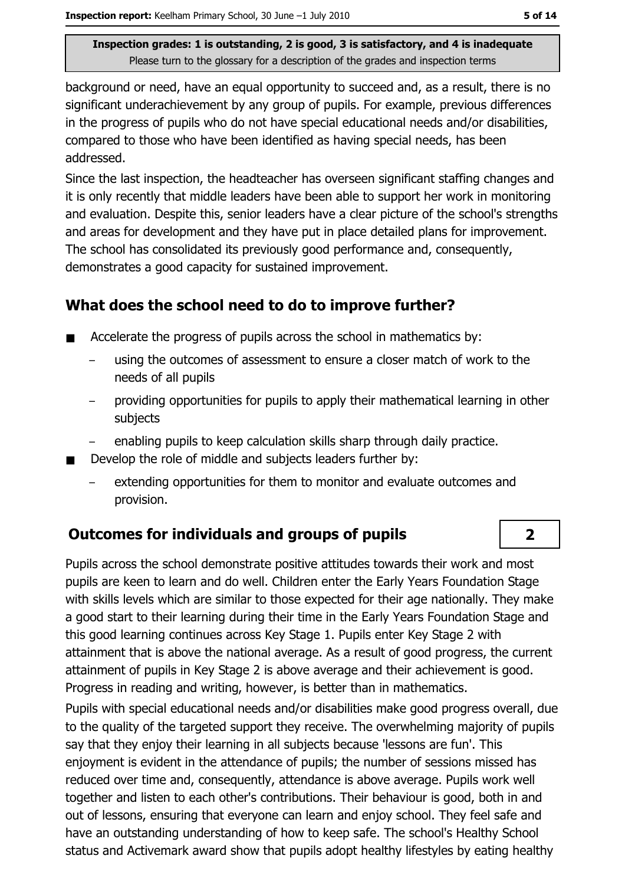background or need, have an equal opportunity to succeed and, as a result, there is no significant underachievement by any group of pupils. For example, previous differences in the progress of pupils who do not have special educational needs and/or disabilities, compared to those who have been identified as having special needs, has been addressed.

Since the last inspection, the headteacher has overseen significant staffing changes and it is only recently that middle leaders have been able to support her work in monitoring and evaluation. Despite this, senior leaders have a clear picture of the school's strengths and areas for development and they have put in place detailed plans for improvement. The school has consolidated its previously good performance and, consequently, demonstrates a good capacity for sustained improvement.

## What does the school need to do to improve further?

- Accelerate the progress of pupils across the school in mathematics by:
  - using the outcomes of assessment to ensure a closer match of work to the needs of all pupils
  - providing opportunities for pupils to apply their mathematical learning in other subjects
  - enabling pupils to keep calculation skills sharp through daily practice.
- Develop the role of middle and subjects leaders further by:
  - extending opportunities for them to monitor and evaluate outcomes and provision.

## Outcomes for individuals and groups of pupils — 2

Pupils across the school demonstrate positive attitudes towards their work and most pupils are keen to learn and do well. Children enter the Early Years Foundation Stage with skills levels which are similar to those expected for their age nationally. They make a good start to their learning during their time in the Early Years Foundation Stage and this good learning continues across Key Stage 1. Pupils enter Key Stage 2 with attainment that is above the national average. As a result of good progress, the current attainment of pupils in Key Stage 2 is above average and their achievement is good. Progress in reading and writing, however, is better than in mathematics.

Pupils with special educational needs and/or disabilities make good progress overall, due to the quality of the targeted support they receive. The overwhelming majority of pupils say that they enjoy their learning in all subjects because 'lessons are fun'. This enjoyment is evident in the attendance of pupils; the number of sessions missed has reduced over time and, consequently, attendance is above average. Pupils work well together and listen to each other's contributions. Their behaviour is good, both in and out of lessons, ensuring that everyone can learn and enjoy school. They feel safe and have an outstanding understanding of how to keep safe. The school's Healthy School status and Activemark award show that pupils adopt healthy lifestyles by eating healthy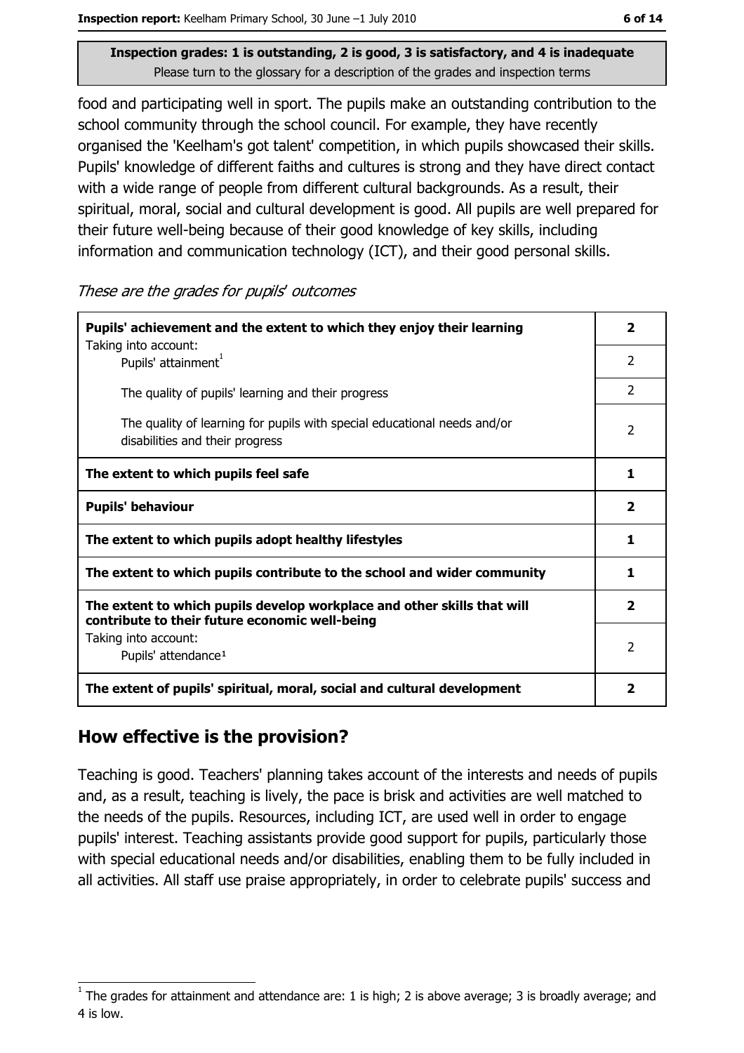Inspection grades: 1 is outstanding, 2 is good, 3 is satisfactory, and 4 is inadequate
Please turn to the glossary for a description of the grades and inspection terms

food and participating well in sport. The pupils make an outstanding contribution to the school community through the school council. For example, they have recently organised the 'Keelham's got talent' competition, in which pupils showcased their skills. Pupils' knowledge of different faiths and cultures is strong and they have direct contact with a wide range of people from different cultural backgrounds. As a result, their spiritual, moral, social and cultural development is good. All pupils are well prepared for their future well-being because of their good knowledge of key skills, including information and communication technology (ICT), and their good personal skills.

*These are the grades for pupils' outcomes*

| | |
|---|---|
| **Pupils' achievement and the extent to which they enjoy their learning** | **2** |
| Taking into account: Pupils' attainment[1] | 2 |
| The quality of pupils' learning and their progress | 2 |
| The quality of learning for pupils with special educational needs and/or disabilities and their progress | 2 |
| **The extent to which pupils feel safe** | **1** |
| **Pupils' behaviour** | **2** |
| **The extent to which pupils adopt healthy lifestyles** | **1** |
| **The extent to which pupils contribute to the school and wider community** | **1** |
| **The extent to which pupils develop workplace and other skills that will contribute to their future economic well-being** | **2** |
| Taking into account: Pupils' attendance[1] | 2 |
| **The extent of pupils' spiritual, moral, social and cultural development** | **2** |

## How effective is the provision?

Teaching is good. Teachers' planning takes account of the interests and needs of pupils and, as a result, teaching is lively, the pace is brisk and activities are well matched to the needs of the pupils. Resources, including ICT, are used well in order to engage pupils' interest. Teaching assistants provide good support for pupils, particularly those with special educational needs and/or disabilities, enabling them to be fully included in all activities. All staff use praise appropriately, in order to celebrate pupils' success and

[1] The grades for attainment and attendance are: 1 is high; 2 is above average; 3 is broadly average; and 4 is low.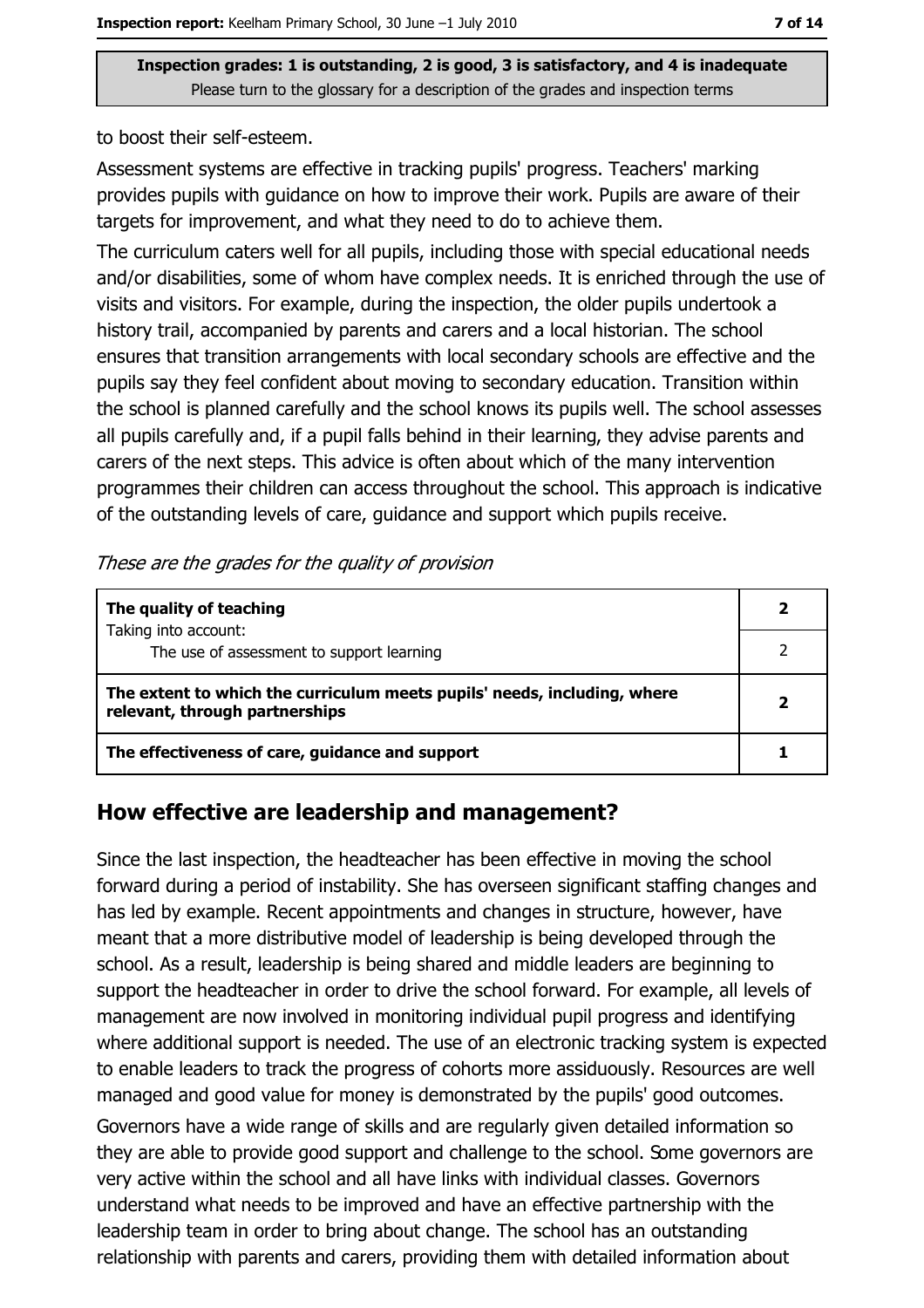to boost their self-esteem.

Assessment systems are effective in tracking pupils' progress. Teachers' marking provides pupils with guidance on how to improve their work. Pupils are aware of their targets for improvement, and what they need to do to achieve them.

The curriculum caters well for all pupils, including those with special educational needs and/or disabilities, some of whom have complex needs. It is enriched through the use of visits and visitors. For example, during the inspection, the older pupils undertook a history trail, accompanied by parents and carers and a local historian. The school ensures that transition arrangements with local secondary schools are effective and the pupils say they feel confident about moving to secondary education. Transition within the school is planned carefully and the school knows its pupils well. The school assesses all pupils carefully and, if a pupil falls behind in their learning, they advise parents and carers of the next steps. This advice is often about which of the many intervention programmes their children can access throughout the school. This approach is indicative of the outstanding levels of care, guidance and support which pupils receive.

*These are the grades for the quality of provision*

| | |
|---|---|
| **The quality of teaching**<br>Taking into account: | **2** |
| The use of assessment to support learning | 2 |
| **The extent to which the curriculum meets pupils' needs, including, where relevant, through partnerships** | **2** |
| **The effectiveness of care, guidance and support** | **1** |

## How effective are leadership and management?

Since the last inspection, the headteacher has been effective in moving the school forward during a period of instability. She has overseen significant staffing changes and has led by example. Recent appointments and changes in structure, however, have meant that a more distributive model of leadership is being developed through the school. As a result, leadership is being shared and middle leaders are beginning to support the headteacher in order to drive the school forward. For example, all levels of management are now involved in monitoring individual pupil progress and identifying where additional support is needed. The use of an electronic tracking system is expected to enable leaders to track the progress of cohorts more assiduously. Resources are well managed and good value for money is demonstrated by the pupils' good outcomes.

Governors have a wide range of skills and are regularly given detailed information so they are able to provide good support and challenge to the school. Some governors are very active within the school and all have links with individual classes. Governors understand what needs to be improved and have an effective partnership with the leadership team in order to bring about change. The school has an outstanding relationship with parents and carers, providing them with detailed information about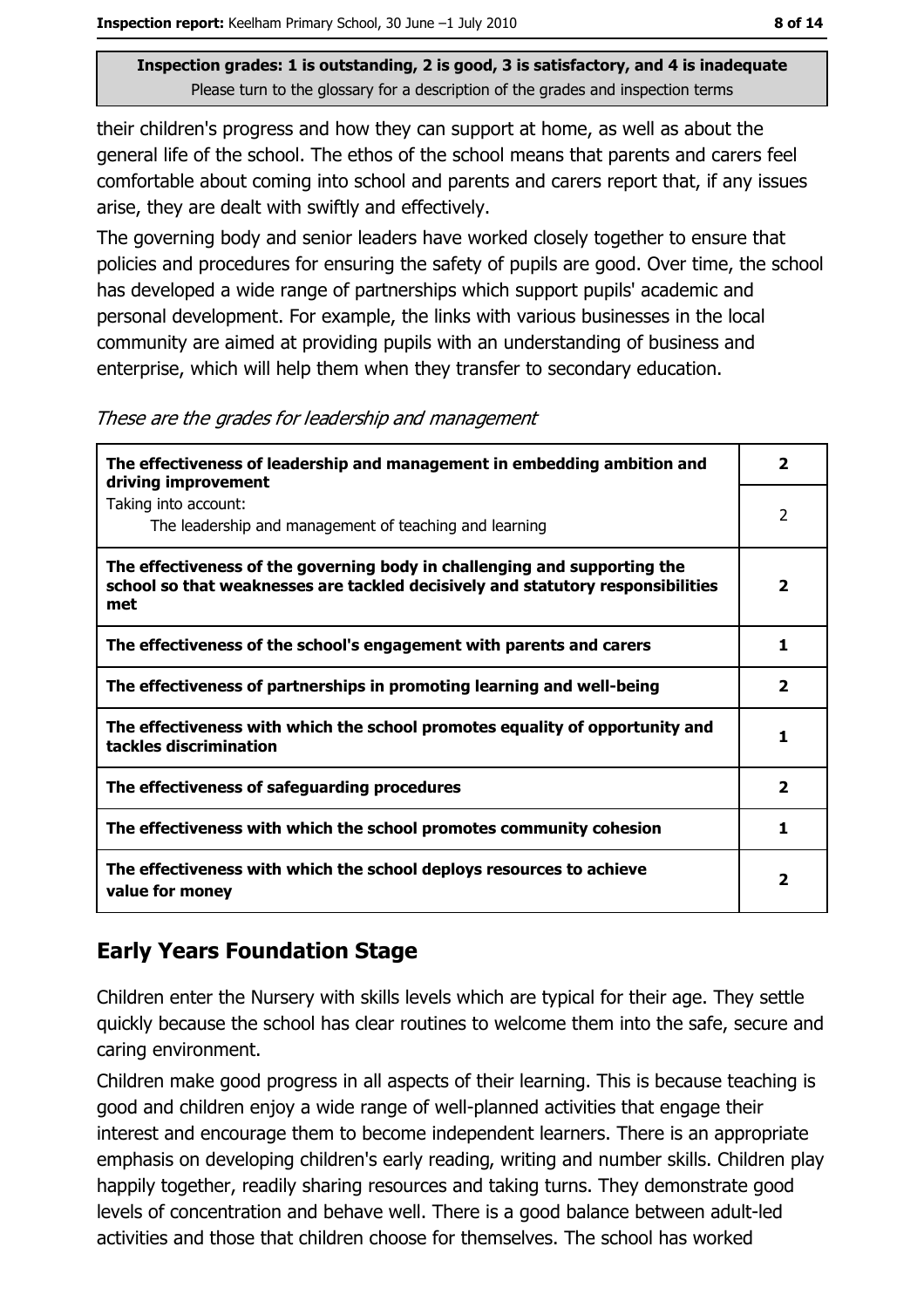**Inspection grades: 1 is outstanding, 2 is good, 3 is satisfactory, and 4 is inadequate**
Please turn to the glossary for a description of the grades and inspection terms

their children's progress and how they can support at home, as well as about the general life of the school. The ethos of the school means that parents and carers feel comfortable about coming into school and parents and carers report that, if any issues arise, they are dealt with swiftly and effectively.

The governing body and senior leaders have worked closely together to ensure that policies and procedures for ensuring the safety of pupils are good. Over time, the school has developed a wide range of partnerships which support pupils' academic and personal development. For example, the links with various businesses in the local community are aimed at providing pupils with an understanding of business and enterprise, which will help them when they transfer to secondary education.

*These are the grades for leadership and management*

| | |
|---|---|
| **The effectiveness of leadership and management in embedding ambition and driving improvement** | **2** |
| Taking into account: The leadership and management of teaching and learning | 2 |
| **The effectiveness of the governing body in challenging and supporting the school so that weaknesses are tackled decisively and statutory responsibilities met** | **2** |
| **The effectiveness of the school's engagement with parents and carers** | **1** |
| **The effectiveness of partnerships in promoting learning and well-being** | **2** |
| **The effectiveness with which the school promotes equality of opportunity and tackles discrimination** | **1** |
| **The effectiveness of safeguarding procedures** | **2** |
| **The effectiveness with which the school promotes community cohesion** | **1** |
| **The effectiveness with which the school deploys resources to achieve value for money** | **2** |

## Early Years Foundation Stage

Children enter the Nursery with skills levels which are typical for their age. They settle quickly because the school has clear routines to welcome them into the safe, secure and caring environment.

Children make good progress in all aspects of their learning. This is because teaching is good and children enjoy a wide range of well-planned activities that engage their interest and encourage them to become independent learners. There is an appropriate emphasis on developing children's early reading, writing and number skills. Children play happily together, readily sharing resources and taking turns. They demonstrate good levels of concentration and behave well. There is a good balance between adult-led activities and those that children choose for themselves. The school has worked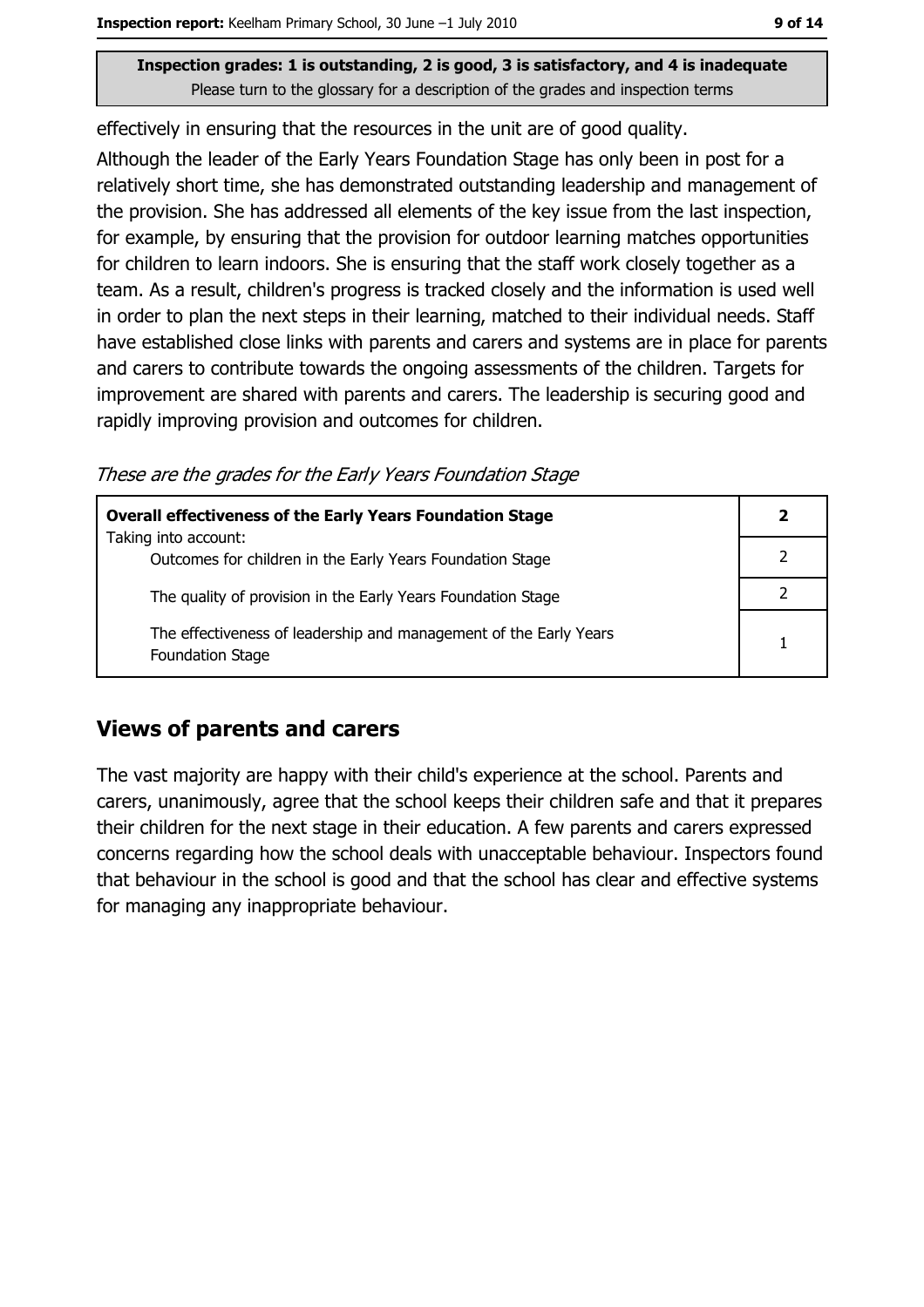effectively in ensuring that the resources in the unit are of good quality.

Although the leader of the Early Years Foundation Stage has only been in post for a relatively short time, she has demonstrated outstanding leadership and management of the provision. She has addressed all elements of the key issue from the last inspection, for example, by ensuring that the provision for outdoor learning matches opportunities for children to learn indoors. She is ensuring that the staff work closely together as a team. As a result, children's progress is tracked closely and the information is used well in order to plan the next steps in their learning, matched to their individual needs. Staff have established close links with parents and carers and systems are in place for parents and carers to contribute towards the ongoing assessments of the children. Targets for improvement are shared with parents and carers. The leadership is securing good and rapidly improving provision and outcomes for children.

*These are the grades for the Early Years Foundation Stage*

| **Overall effectiveness of the Early Years Foundation Stage** | **2** |
|---|---|
| Taking into account: Outcomes for children in the Early Years Foundation Stage | 2 |
| The quality of provision in the Early Years Foundation Stage | 2 |
| The effectiveness of leadership and management of the Early Years Foundation Stage | 1 |

## Views of parents and carers

The vast majority are happy with their child's experience at the school. Parents and carers, unanimously, agree that the school keeps their children safe and that it prepares their children for the next stage in their education. A few parents and carers expressed concerns regarding how the school deals with unacceptable behaviour. Inspectors found that behaviour in the school is good and that the school has clear and effective systems for managing any inappropriate behaviour.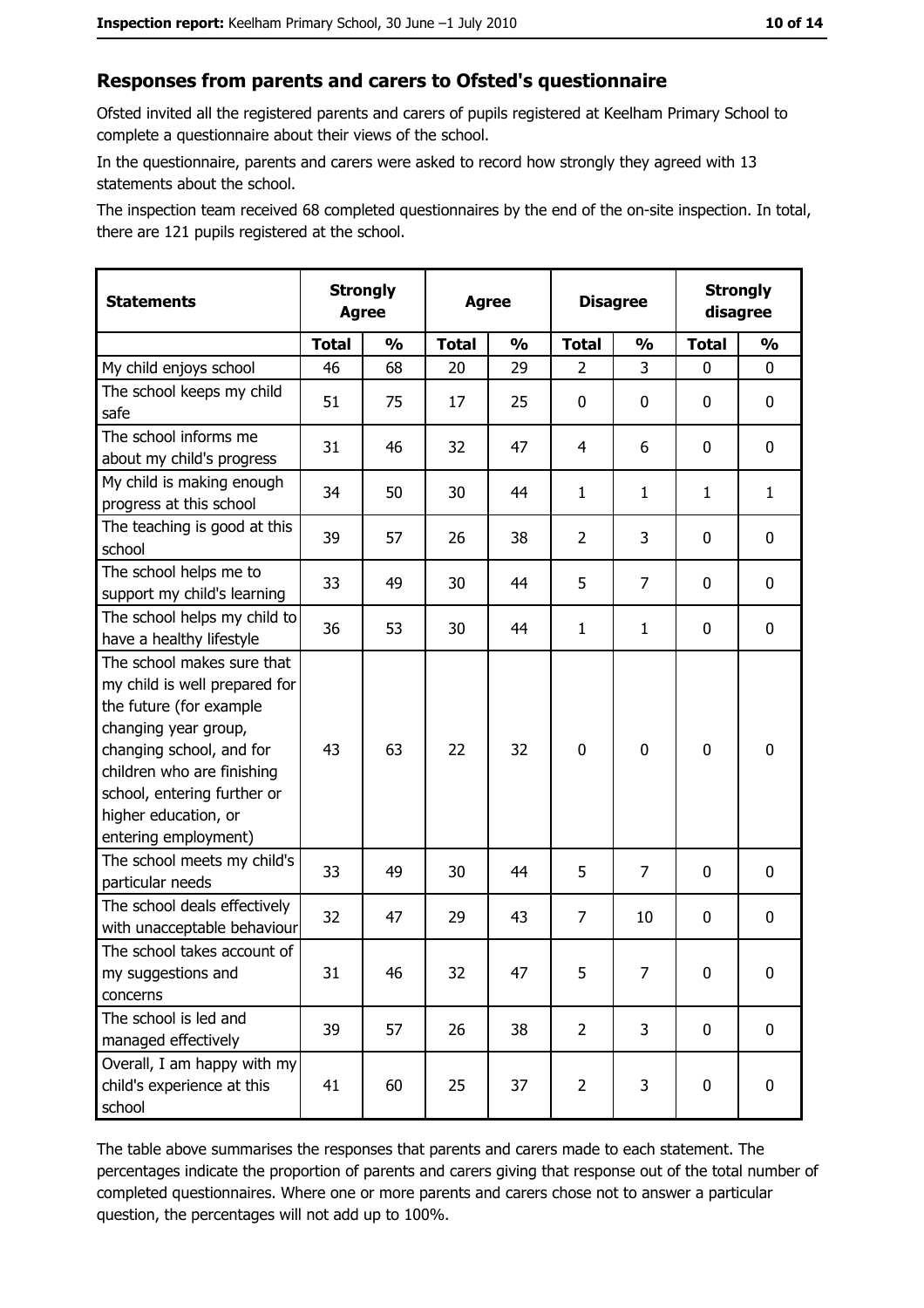## Responses from parents and carers to Ofsted's questionnaire

Ofsted invited all the registered parents and carers of pupils registered at Keelham Primary School to complete a questionnaire about their views of the school.

In the questionnaire, parents and carers were asked to record how strongly they agreed with 13 statements about the school.

The inspection team received 68 completed questionnaires by the end of the on-site inspection. In total, there are 121 pupils registered at the school.

| Statements | Strongly Agree | | Agree | | Disagree | | Strongly disagree | |
|---|---|---|---|---|---|---|---|---|
| | Total | % | Total | % | Total | % | Total | % |
| My child enjoys school | 46 | 68 | 20 | 29 | 2 | 3 | 0 | 0 |
| The school keeps my child safe | 51 | 75 | 17 | 25 | 0 | 0 | 0 | 0 |
| The school informs me about my child's progress | 31 | 46 | 32 | 47 | 4 | 6 | 0 | 0 |
| My child is making enough progress at this school | 34 | 50 | 30 | 44 | 1 | 1 | 1 | 1 |
| The teaching is good at this school | 39 | 57 | 26 | 38 | 2 | 3 | 0 | 0 |
| The school helps me to support my child's learning | 33 | 49 | 30 | 44 | 5 | 7 | 0 | 0 |
| The school helps my child to have a healthy lifestyle | 36 | 53 | 30 | 44 | 1 | 1 | 0 | 0 |
| The school makes sure that my child is well prepared for the future (for example changing year group, changing school, and for children who are finishing school, entering further or higher education, or entering employment) | 43 | 63 | 22 | 32 | 0 | 0 | 0 | 0 |
| The school meets my child's particular needs | 33 | 49 | 30 | 44 | 5 | 7 | 0 | 0 |
| The school deals effectively with unacceptable behaviour | 32 | 47 | 29 | 43 | 7 | 10 | 0 | 0 |
| The school takes account of my suggestions and concerns | 31 | 46 | 32 | 47 | 5 | 7 | 0 | 0 |
| The school is led and managed effectively | 39 | 57 | 26 | 38 | 2 | 3 | 0 | 0 |
| Overall, I am happy with my child's experience at this school | 41 | 60 | 25 | 37 | 2 | 3 | 0 | 0 |

The table above summarises the responses that parents and carers made to each statement. The percentages indicate the proportion of parents and carers giving that response out of the total number of completed questionnaires. Where one or more parents and carers chose not to answer a particular question, the percentages will not add up to 100%.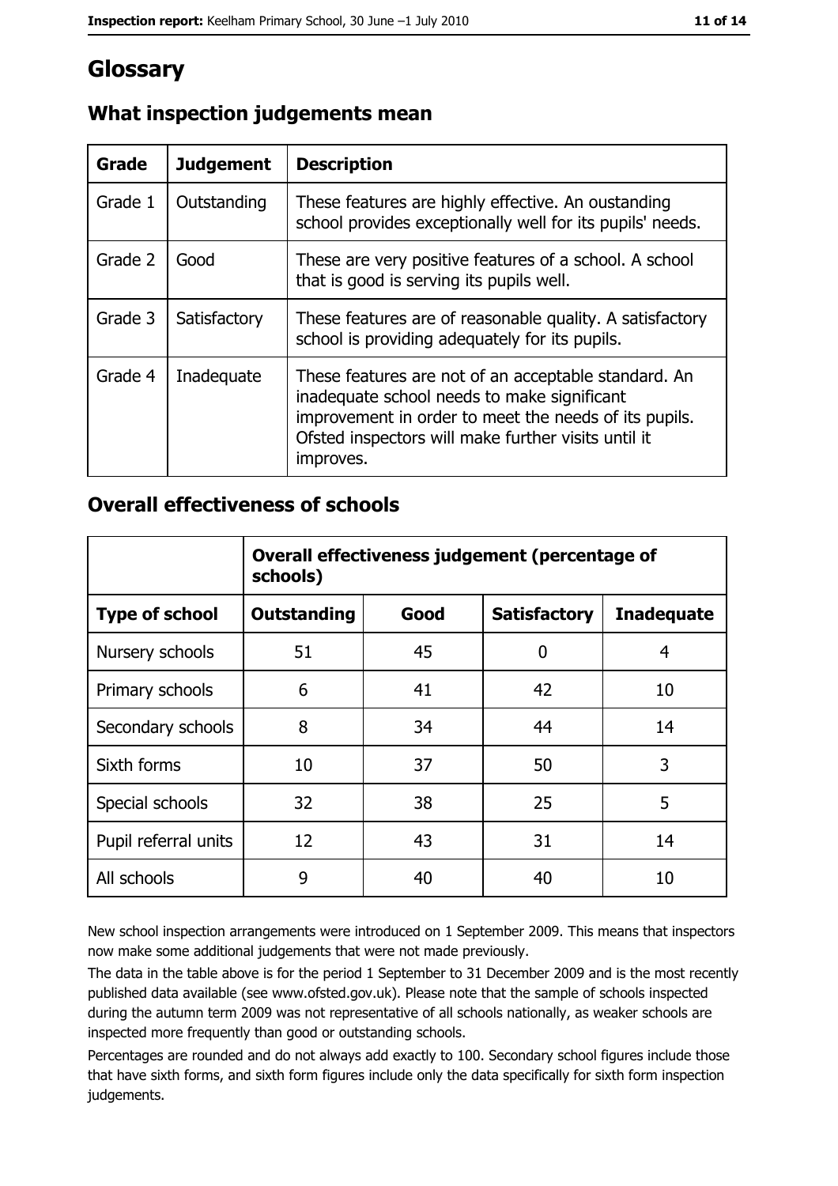# Glossary

## What inspection judgements mean

| Grade | Judgement | Description |
|---|---|---|
| Grade 1 | Outstanding | These features are highly effective. An oustanding school provides exceptionally well for its pupils' needs. |
| Grade 2 | Good | These are very positive features of a school. A school that is good is serving its pupils well. |
| Grade 3 | Satisfactory | These features are of reasonable quality. A satisfactory school is providing adequately for its pupils. |
| Grade 4 | Inadequate | These features are not of an acceptable standard. An inadequate school needs to make significant improvement in order to meet the needs of its pupils. Ofsted inspectors will make further visits until it improves. |

## Overall effectiveness of schools

| | Overall effectiveness judgement (percentage of schools) | | | |
|---|---|---|---|---|
| **Type of school** | **Outstanding** | **Good** | **Satisfactory** | **Inadequate** |
| Nursery schools | 51 | 45 | 0 | 4 |
| Primary schools | 6 | 41 | 42 | 10 |
| Secondary schools | 8 | 34 | 44 | 14 |
| Sixth forms | 10 | 37 | 50 | 3 |
| Special schools | 32 | 38 | 25 | 5 |
| Pupil referral units | 12 | 43 | 31 | 14 |
| All schools | 9 | 40 | 40 | 10 |

New school inspection arrangements were introduced on 1 September 2009. This means that inspectors now make some additional judgements that were not made previously.

The data in the table above is for the period 1 September to 31 December 2009 and is the most recently published data available (see www.ofsted.gov.uk). Please note that the sample of schools inspected during the autumn term 2009 was not representative of all schools nationally, as weaker schools are inspected more frequently than good or outstanding schools.

Percentages are rounded and do not always add exactly to 100. Secondary school figures include those that have sixth forms, and sixth form figures include only the data specifically for sixth form inspection judgements.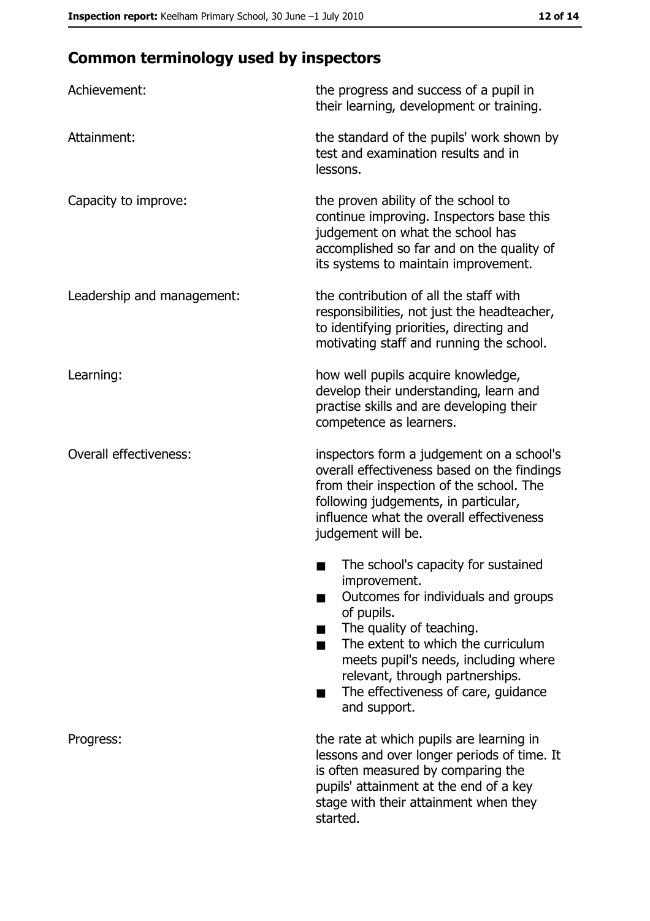## Common terminology used by inspectors

| | |
|---|---|
| Achievement: | the progress and success of a pupil in their learning, development or training. |
| Attainment: | the standard of the pupils' work shown by test and examination results and in lessons. |
| Capacity to improve: | the proven ability of the school to continue improving. Inspectors base this judgement on what the school has accomplished so far and on the quality of its systems to maintain improvement. |
| Leadership and management: | the contribution of all the staff with responsibilities, not just the headteacher, to identifying priorities, directing and motivating staff and running the school. |
| Learning: | how well pupils acquire knowledge, develop their understanding, learn and practise skills and are developing their competence as learners. |
| Overall effectiveness: | inspectors form a judgement on a school's overall effectiveness based on the findings from their inspection of the school. The following judgements, in particular, influence what the overall effectiveness judgement will be.<br>■ The school's capacity for sustained improvement.<br>■ Outcomes for individuals and groups of pupils.<br>■ The quality of teaching.<br>■ The extent to which the curriculum meets pupil's needs, including where relevant, through partnerships.<br>■ The effectiveness of care, guidance and support. |
| Progress: | the rate at which pupils are learning in lessons and over longer periods of time. It is often measured by comparing the pupils' attainment at the end of a key stage with their attainment when they started. |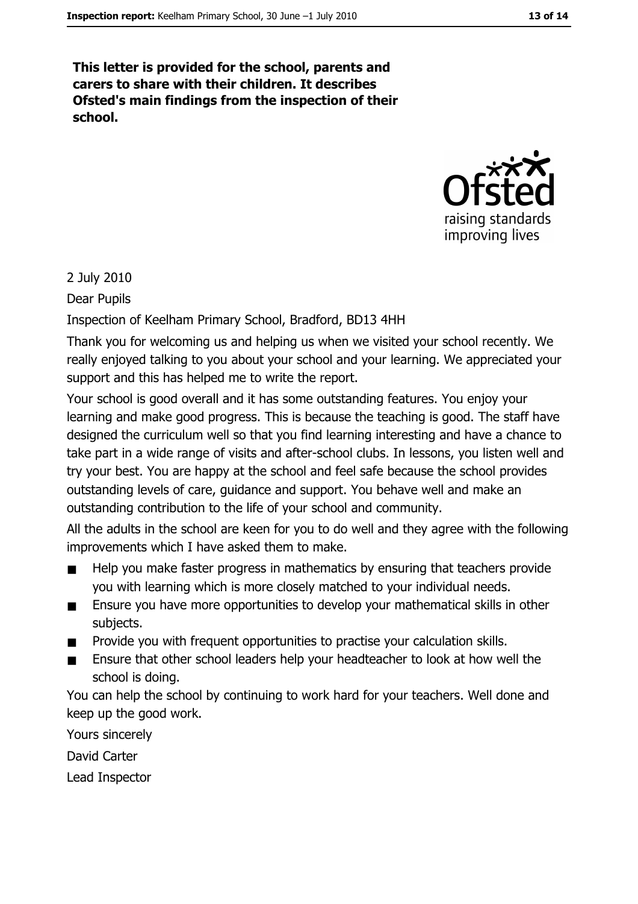**This letter is provided for the school, parents and carers to share with their children. It describes Ofsted's main findings from the inspection of their school.**

2 July 2010

Dear Pupils

Inspection of Keelham Primary School, Bradford, BD13 4HH

Thank you for welcoming us and helping us when we visited your school recently. We really enjoyed talking to you about your school and your learning. We appreciated your support and this has helped me to write the report.

Your school is good overall and it has some outstanding features. You enjoy your learning and make good progress. This is because the teaching is good. The staff have designed the curriculum well so that you find learning interesting and have a chance to take part in a wide range of visits and after-school clubs. In lessons, you listen well and try your best. You are happy at the school and feel safe because the school provides outstanding levels of care, guidance and support. You behave well and make an outstanding contribution to the life of your school and community.

All the adults in the school are keen for you to do well and they agree with the following improvements which I have asked them to make.

- Help you make faster progress in mathematics by ensuring that teachers provide you with learning which is more closely matched to your individual needs.
- Ensure you have more opportunities to develop your mathematical skills in other subjects.
- Provide you with frequent opportunities to practise your calculation skills.
- Ensure that other school leaders help your headteacher to look at how well the school is doing.

You can help the school by continuing to work hard for your teachers. Well done and keep up the good work.

Yours sincerely

David Carter

Lead Inspector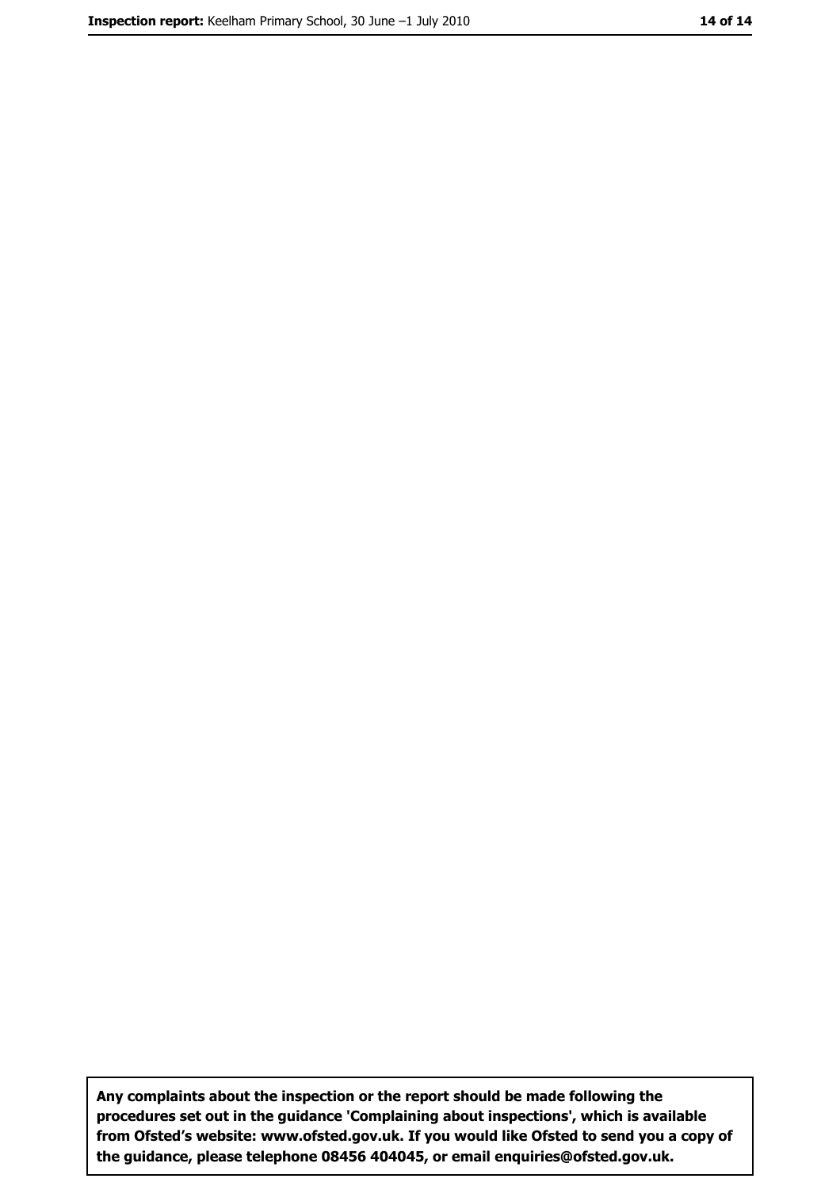**Any complaints about the inspection or the report should be made following the procedures set out in the guidance 'Complaining about inspections', which is available from Ofsted's website: www.ofsted.gov.uk. If you would like Ofsted to send you a copy of the guidance, please telephone 08456 404045, or email enquiries@ofsted.gov.uk.**